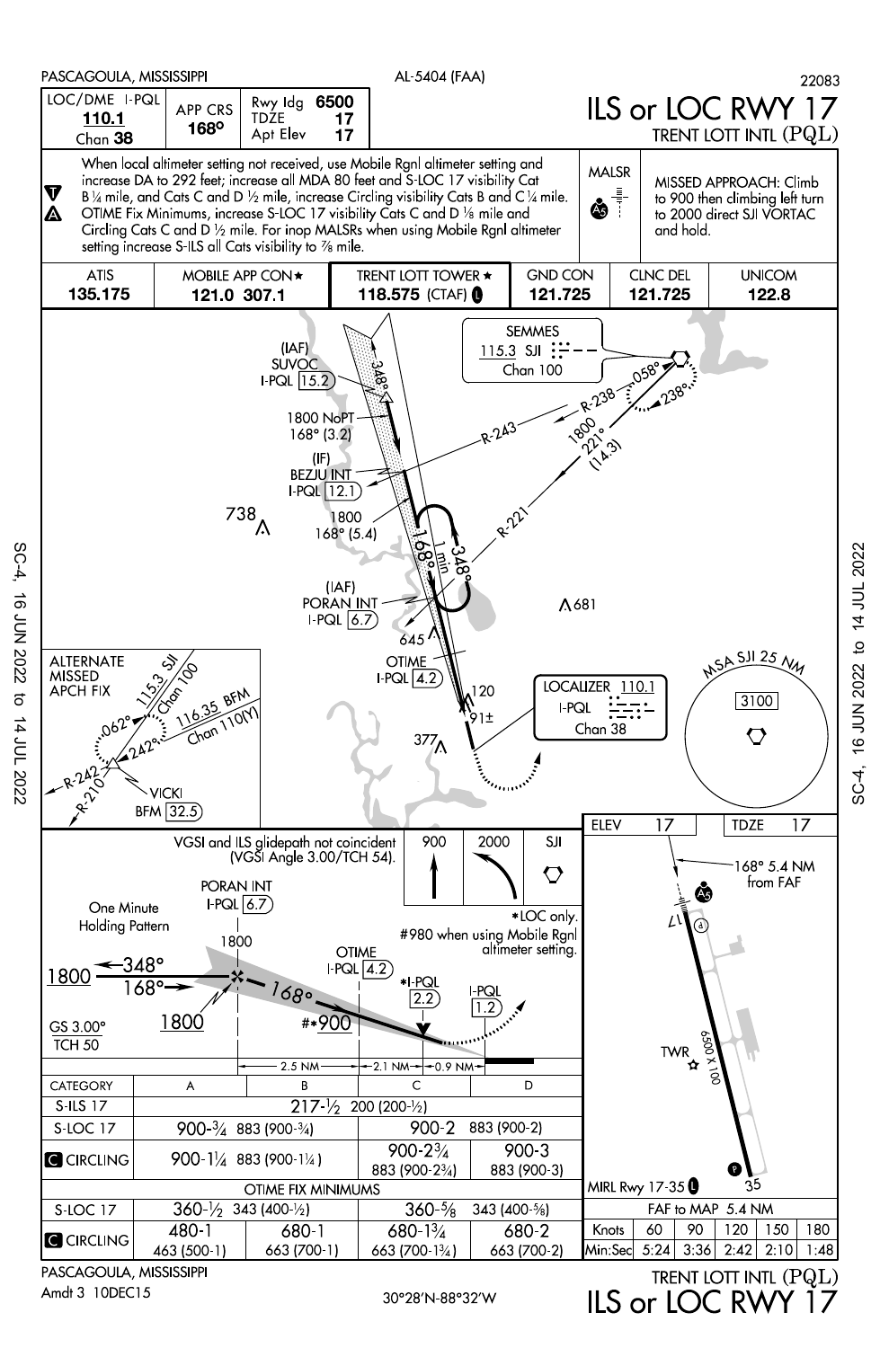PASCAGOULA, MISSISSIPPI — AL-5404 (FAA) — 22083

# ILS or LOC RWY 17
## TRENT LOTT INTL (PQL)

| LOC/DME I-PQL | APP CRS | Rwy ldg 6500 |
|---|---|---|
| 110.1 Chan 38 | 168° | TDZE 17 / Apt Elev 17 |

When local altimeter setting not received, use Mobile Rgnl altimeter setting and increase DA to 292 feet; increase all MDA 80 feet and S-LOC 17 visibility Cat B ¼ mile, and Cats C and D ½ mile, increase Circling visibility Cats B and C ¼ mile. OTIME Fix Minimums, increase S-LOC 17 visibility Cats C and D ⅛ mile and Circling Cats C and D ½ mile. For inop MALSRs when using Mobile Rgnl altimeter setting increase S-ILS all Cats visibility to ⅞ mile.

MALSR

MISSED APPROACH: Climb to 900 then climbing left turn to 2000 direct SJI VORTAC and hold.

| ATIS | MOBILE APP CON★ | TRENT LOTT TOWER★ | GND CON | CLNC DEL | UNICOM |
|---|---|---|---|---|---|
| 135.175 | 121.0 307.1 | 118.575 (CTAF) L | 121.725 | 121.725 | 122.8 |

SEMMES 115.3 SJI Chan 100

(IAF) SUVOC I-PQL 15.2

1800 NoPT 168° (3.2)

(IF) BEZJU INT I-PQL 12.1

1800 168° (5.4)

(IAF) PORAN INT I-PQL 6.7

OTIME I-PQL 4.2

R-238, R-243, R-221, 058°, 238°, 1800 221° (14.3), 348°, 168°, 1 min

LOCALIZER 110.1 I-PQL Chan 38

ALTERNATE MISSED APCH FIX: VICKI BFM 32.5; 115.3 SJI Chan 100; 116.35 BFM Chan 110(Y); 062°, 242°, R-242, R-210

MSA SJI 25 NM 3100

VGSI and ILS glidepath not coincident (VGSI Angle 3.00/TCH 54).

One Minute Holding Pattern: 1800, 348°, 168°

PORAN INT I-PQL 6.7 — 1800; OTIME I-PQL 4.2; #*900; *I-PQL 2.2; I-PQL 1.2

GS 3.00° TCH 50

2.5 NM — 2.1 NM — 0.9 NM

900 — 2000 — SJI

*LOC only.
#980 when using Mobile Rgnl altimeter setting.

ELEV 17 — TDZE 17 — 168° 5.4 NM from FAF — 6500 X 100 — TWR — MIRL Rwy 17-35 L

| CATEGORY | A | B | C | D |
|---|---|---|---|---|
| S-ILS 17 | 217-½ 200 (200-½) | | | |
| S-LOC 17 | 900-¾ 883 (900-¾) | | 900-2 883 (900-2) | |
| CIRCLING | 900-1¼ 883 (900-1¼) | | 900-2¾ 883 (900-2¾) | 900-3 883 (900-3) |
| **OTIME FIX MINIMUMS** | | | | |
| S-LOC 17 | 360-½ 343 (400-½) | | 360-⅝ 343 (400-⅝) | |
| CIRCLING | 480-1 463 (500-1) | 680-1 663 (700-1) | 680-1¾ 663 (700-1¾) | 680-2 663 (700-2) |

FAF to MAP 5.4 NM

| Knots | 60 | 90 | 120 | 150 | 180 |
|---|---|---|---|---|---|
| Min:Sec | 5:24 | 3:36 | 2:42 | 2:10 | 1:48 |

PASCAGOULA, MISSISSIPPI — Amdt 3 10DEC15 — 30°28′N-88°32′W — TRENT LOTT INTL (PQL) — ILS or LOC RWY 17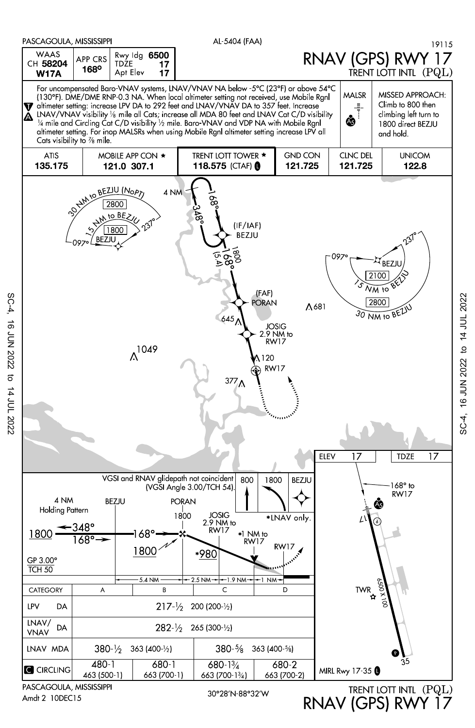PASCAGOULA, MISSISSIPPI

AL-5404 (FAA)

19115

# RNAV (GPS) RWY 17

TRENT LOTT INTL (PQL)

| WAAS CH 58204 W17A | APP CRS 168° | Rwy ldg 6500 TDZE 17 Apt Elev 17 |
|---|---|---|

For uncompensated Baro-VNAV systems, LNAV/VNAV NA below -5°C (23°F) or above 54°C (130°F). DME/DME RNP-0.3 NA. When local altimeter setting not received, use Mobile Rgnl altimeter setting: increase LPV DA to 292 feet and LNAV/VNAV DA to 357 feet. Increase LNAV/VNAV visibility ⅛ mile all Cats; increase all MDA 80 feet and LNAV Cat C/D visibility ¼ mile and Circling Cat C/D visibility ½ mile. Baro-VNAV and VDP NA with Mobile Rgnl altimeter setting. For inop MALSRs when using Mobile Rgnl altimeter setting increase LPV all Cats visibility to ⅞ mile.

MALSR

MISSED APPROACH: Climb to 800 then climbing left turn to 1800 direct BEZJU and hold.

| ATIS | MOBILE APP CON ★ | TRENT LOTT TOWER ★ | GND CON | CLNC DEL | UNICOM |
|---|---|---|---|---|---|
| 135.175 | 121.0 307.1 | 118.575 (CTAF) | 121.725 | 121.725 | 122.8 |

30 NM to BEZJU (NoPT) 2800; 15 NM to BEZJU 1800; 097°; 237°

4 NM; 348°; 168°; (IF/IAF) BEZJU; 1800 168° (5.4)

(FAF) PORAN; JOSIG 2.9 NM to RW17; RW17

097°; 237°; BEZJU; 2100; 15 NM to BEZJU; 2800; 30 NM to BEZJU

Obstacles: 681, 645, 1049, 120, 377

VGSI and RNAV glidepath not coincident (VGSI Angle 3.00/TCH 54).

800 | 1800 | BEZJU

\*LNAV only.

4 NM Holding Pattern; BEZJU; 1800 ←348°; 168°→; 168°; 1800; PORAN 1800; JOSIG 2.9 NM to RW17; \*980; \*1 NM to RW17; RW17

GP 3.00° TCH 50

5.4 NM — 2.5 NM — 1.9 NM — 1 NM

ELEV 17 | TDZE 17

168° to RW17; TWR; 6500 X 100; 17; 35

| CATEGORY | A | B | C | D |
|---|---|---|---|---|
| LPV DA | 217-½ 200 (200-½) | | | |
| LNAV/VNAV DA | 282-½ 265 (300-½) | | | |
| LNAV MDA | 380-½ 363 (400-½) | | 380-⅝ 363 (400-⅝) | |
| CIRCLING | 480-1 463 (500-1) | 680-1 663 (700-1) | 680-1¾ 663 (700-1¾) | 680-2 663 (700-2) |

MIRL Rwy 17-35

PASCAGOULA, MISSISSIPPI

Amdt 2 10DEC15

30°28′N-88°32′W

TRENT LOTT INTL (PQL)

RNAV (GPS) RWY 17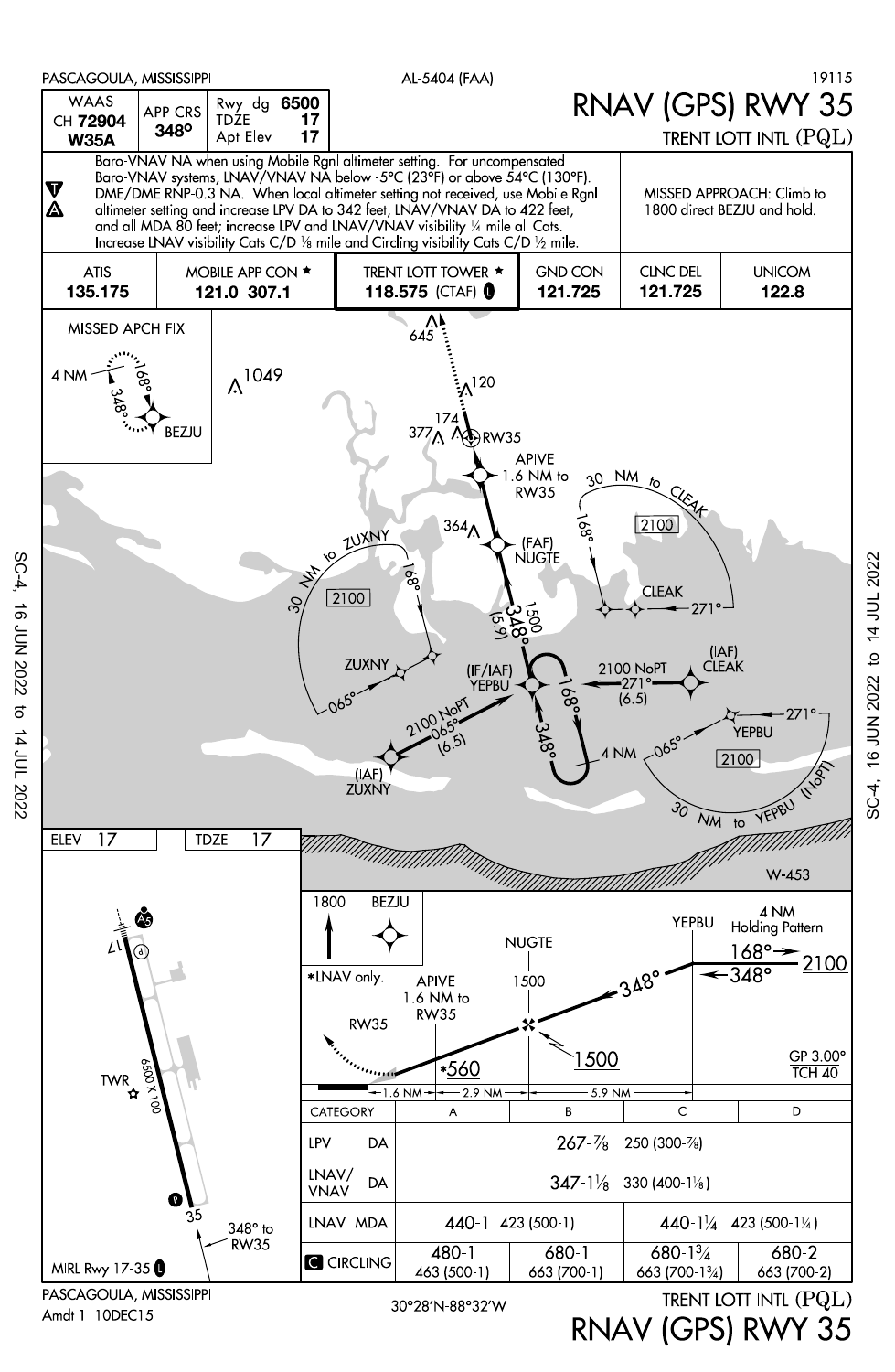PASCAGOULA, MISSISSIPPI

AL-5404 (FAA)

19115

# RNAV (GPS) RWY 35

TRENT LOTT INTL (PQL)

| WAAS CH 72904 W35A | APP CRS 348° | Rwy ldg 6500 / TDZE 17 / Apt Elev 17 |
|---|---|---|

Baro-VNAV NA when using Mobile Rgnl altimeter setting. For uncompensated Baro-VNAV systems, LNAV/VNAV NA below -5°C (23°F) or above 54°C (130°F). DME/DME RNP-0.3 NA. When local altimeter setting not received, use Mobile Rgnl altimeter setting and increase LPV DA to 342 feet, LNAV/VNAV DA to 422 feet, and all MDA 80 feet; increase LPV and LNAV/VNAV visibility ¼ mile all Cats. Increase LNAV visibility Cats C/D ⅛ mile and Circling visibility Cats C/D ½ mile.

MISSED APPROACH: Climb to 1800 direct BEZJU and hold.

| ATIS | MOBILE APP CON ★ | TRENT LOTT TOWER ★ | GND CON | CLNC DEL | UNICOM |
|---|---|---|---|---|---|
| 135.175 | 121.0 307.1 | 118.575 (CTAF) L | 121.725 | 121.725 | 122.8 |

MISSED APCH FIX
4 NM
168°
348°
BEZJU

1049
645
120
174
377
RW35
APIVE 1.6 NM to RW35
364
(FAF) NUGTE
1500
348°
(5.9)
30 NM to ZUXNY
2100
168°
ZUXNY
065°
(IAF) ZUXNY
2100 NoPT 065° (6.5)
(IF/IAF) YEPBU
168°
348°
4 NM
30 NM to CLEAK
168°
2100
CLEAK
271°
(IAF) CLEAK
2100 NoPT 271° (6.5)
YEPBU
065°
271°
2100
30 NM to YEPBU (NoPT)
W-453

ELEV 17 TDZE 17

17
6500 X 100
TWR
35
348° to RW35
MIRL Rwy 17-35 L

1800 BEZJU
*LNAV only.
APIVE 1.6 NM to RW35
RW35
NUGTE
1500
348°
YEPBU
4 NM Holding Pattern
168°
348°
2100
*560
1500
GP 3.00°
TCH 40
1.6 NM — 2.9 NM — 5.9 NM

| CATEGORY | A | B | C | D |
|---|---|---|---|---|
| LPV DA | 267-⅞ 250 (300-⅞) | | | |
| LNAV/VNAV DA | 347-1⅛ 330 (400-1⅛) | | | |
| LNAV MDA | 440-1 423 (500-1) | | 440-1¼ 423 (500-1¼) | |
| C CIRCLING | 480-1 463 (500-1) | 680-1 663 (700-1) | 680-1¾ 663 (700-1¾) | 680-2 663 (700-2) |

SC-4, 16 JUN 2022 to 14 JUL 2022

PASCAGOULA, MISSISSIPPI
Amdt 1 10DEC15

30°28'N-88°32'W

TRENT LOTT INTL (PQL)
RNAV (GPS) RWY 35